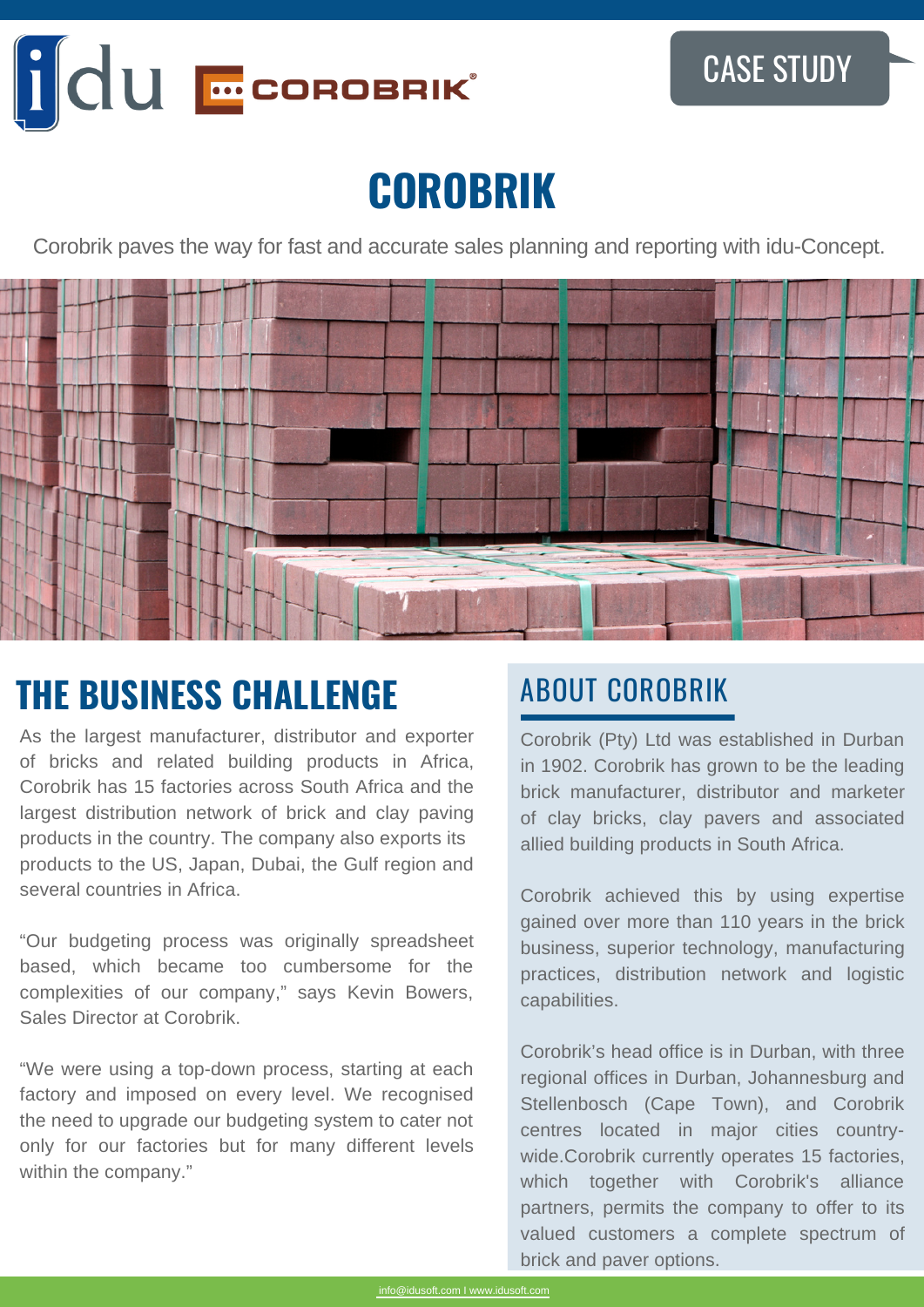CASE STUDY

# COROBRIK

Corobrik paves the way for fast and accurate sales planning and reporting with idu-Concept.

## THE BUSINESS CHALLENGE

As the largest manufacturer, distributor and exporter of bricks and related building products in Africa, Corobrik has 15 factories across South Africa and the largest distribution network of brick and clay paving products in the country. The company also exports its products to the US, Japan, Dubai, the Gulf region and several countries in Africa.

"Our budgeting process was originally spreadsheet based, which became too cumbersome for the complexities of our company," says Kevin Bowers, Sales Director at Corobrik.

"We were using a top-down process, starting at each factory and imposed on every level. We recognised the need to upgrade our budgeting system to cater not only for our factories but for many different levels within the company."

## ABOUT COROBRIK

Corobrik (Pty) Ltd was established in Durban in 1902. Corobrik has grown to be the leading brick manufacturer, distributor and marketer of clay bricks, clay pavers and associated allied building products in South Africa.

Corobrik achieved this by using expertise gained over more than 110 years in the brick business, superior technology, manufacturing practices, distribution network and logistic capabilities.

Corobrik's head office is in Durban, with three regional offices in Durban, Johannesburg and Stellenbosch (Cape Town), and Corobrik centres located in major cities country-wide.Corobrik currently operates 15 factories, which together with Corobrik's alliance partners, permits the company to offer to its valued customers a complete spectrum of brick and paver options.

info@idusoft.com I www.idusoft.com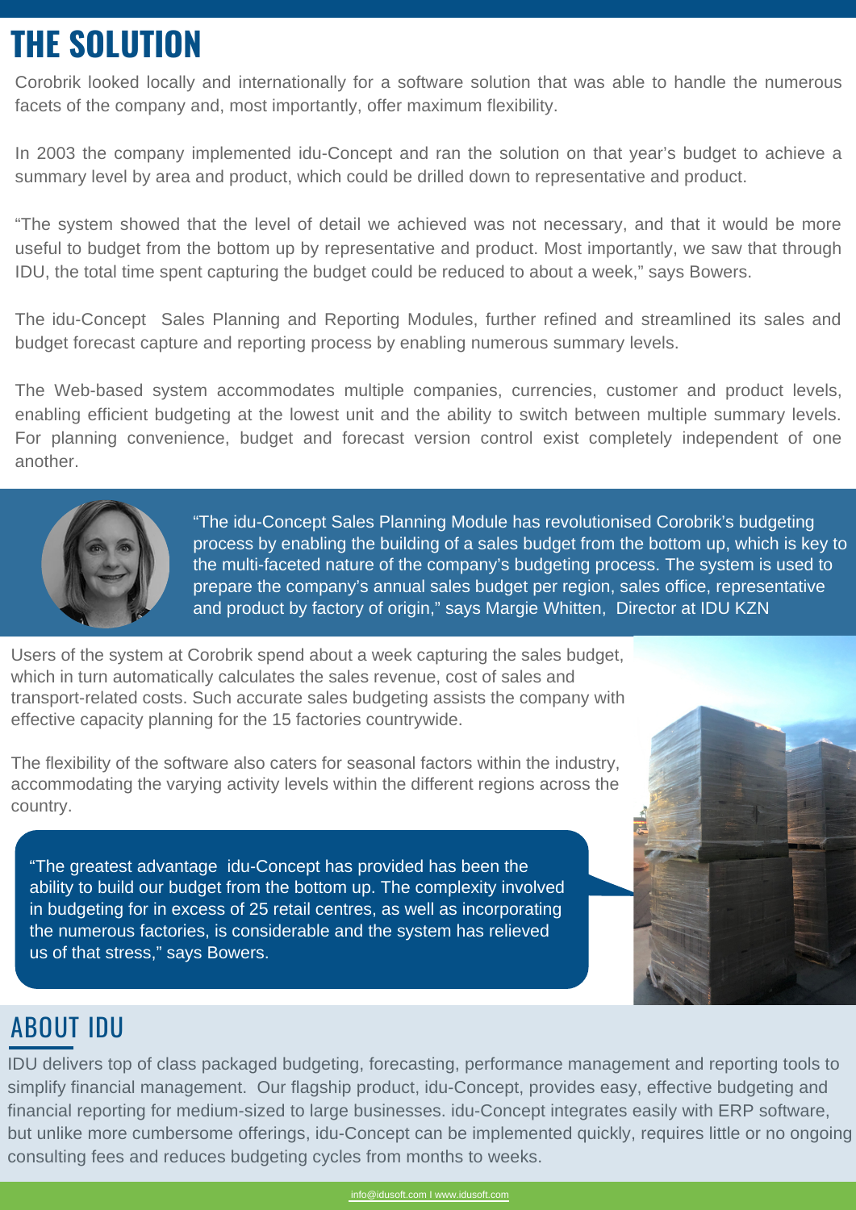# THE SOLUTION

Corobrik looked locally and internationally for a software solution that was able to handle the numerous facets of the company and, most importantly, offer maximum flexibility.

In 2003 the company implemented idu-Concept and ran the solution on that year's budget to achieve a summary level by area and product, which could be drilled down to representative and product.

"The system showed that the level of detail we achieved was not necessary, and that it would be more useful to budget from the bottom up by representative and product. Most importantly, we saw that through IDU, the total time spent capturing the budget could be reduced to about a week," says Bowers.

The idu-Concept Sales Planning and Reporting Modules, further refined and streamlined its sales and budget forecast capture and reporting process by enabling numerous summary levels.

The Web-based system accommodates multiple companies, currencies, customer and product levels, enabling efficient budgeting at the lowest unit and the ability to switch between multiple summary levels. For planning convenience, budget and forecast version control exist completely independent of one another.

"The idu-Concept Sales Planning Module has revolutionised Corobrik's budgeting process by enabling the building of a sales budget from the bottom up, which is key to the multi-faceted nature of the company's budgeting process. The system is used to prepare the company's annual sales budget per region, sales office, representative and product by factory of origin," says Margie Whitten, Director at IDU KZN

Users of the system at Corobrik spend about a week capturing the sales budget, which in turn automatically calculates the sales revenue, cost of sales and transport-related costs. Such accurate sales budgeting assists the company with effective capacity planning for the 15 factories countrywide.

The flexibility of the software also caters for seasonal factors within the industry, accommodating the varying activity levels within the different regions across the country.

"The greatest advantage idu-Concept has provided has been the ability to build our budget from the bottom up. The complexity involved in budgeting for in excess of 25 retail centres, as well as incorporating the numerous factories, is considerable and the system has relieved us of that stress," says Bowers.

## ABOUT IDU

IDU delivers top of class packaged budgeting, forecasting, performance management and reporting tools to simplify financial management. Our flagship product, idu-Concept, provides easy, effective budgeting and financial reporting for medium-sized to large businesses. idu-Concept integrates easily with ERP software, but unlike more cumbersome offerings, idu-Concept can be implemented quickly, requires little or no ongoing consulting fees and reduces budgeting cycles from months to weeks.

info@idusoft.com I www.idusoft.com